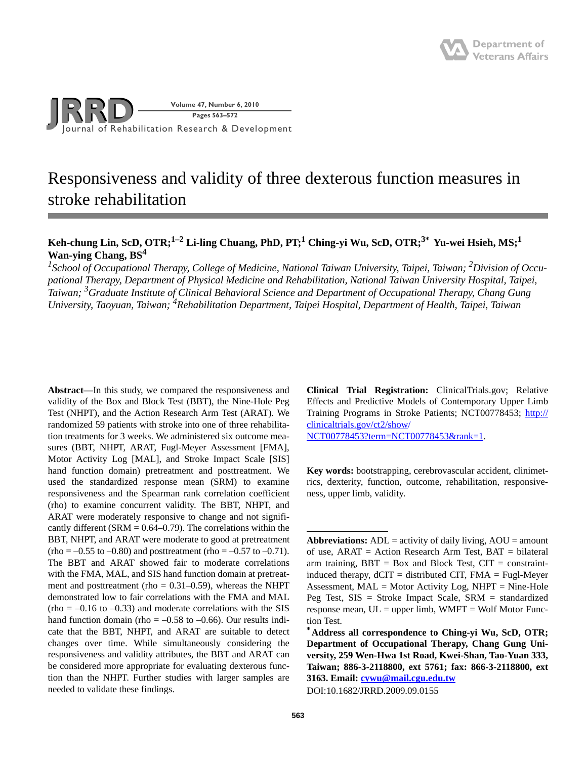# Responsiveness and validity of three dexterous function measures in stroke rehabilitation

**Keh-chung Lin, ScD, OTR;[1–2] Li-ling Chuang, PhD, PT;[1] Ching-yi Wu, ScD, OTR;[3*] Yu-wei Hsieh, MS;[1] Wan-ying Chang, BS[4]**

*[1]School of Occupational Therapy, College of Medicine, National Taiwan University, Taipei, Taiwan; [2]Division of Occupational Therapy, Department of Physical Medicine and Rehabilitation, National Taiwan University Hospital, Taipei, Taiwan; [3]Graduate Institute of Clinical Behavioral Science and Department of Occupational Therapy, Chang Gung University, Taoyuan, Taiwan; [4]Rehabilitation Department, Taipei Hospital, Department of Health, Taipei, Taiwan*

**Abstract**—In this study, we compared the responsiveness and validity of the Box and Block Test (BBT), the Nine-Hole Peg Test (NHPT), and the Action Research Arm Test (ARAT). We randomized 59 patients with stroke into one of three rehabilitation treatments for 3 weeks. We administered six outcome measures (BBT, NHPT, ARAT, Fugl-Meyer Assessment [FMA], Motor Activity Log [MAL], and Stroke Impact Scale [SIS] hand function domain) pretreatment and posttreatment. We used the standardized response mean (SRM) to examine responsiveness and the Spearman rank correlation coefficient (rho) to examine concurrent validity. The BBT, NHPT, and ARAT were moderately responsive to change and not significantly different (SRM = 0.64–0.79). The correlations within the BBT, NHPT, and ARAT were moderate to good at pretreatment (rho = –0.55 to –0.80) and posttreatment (rho = –0.57 to –0.71). The BBT and ARAT showed fair to moderate correlations with the FMA, MAL, and SIS hand function domain at pretreatment and posttreatment (rho = 0.31–0.59), whereas the NHPT demonstrated low to fair correlations with the FMA and MAL (rho = –0.16 to –0.33) and moderate correlations with the SIS hand function domain (rho = –0.58 to –0.66). Our results indicate that the BBT, NHPT, and ARAT are suitable to detect changes over time. While simultaneously considering the responsiveness and validity attributes, the BBT and ARAT can be considered more appropriate for evaluating dexterous function than the NHPT. Further studies with larger samples are needed to validate these findings.

**Clinical Trial Registration:** ClinicalTrials.gov; Relative Effects and Predictive Models of Contemporary Upper Limb Training Programs in Stroke Patients; NCT00778453; http://clinicaltrials.gov/ct2/show/NCT00778453?term=NCT00778453&rank=1.

**Key words:** bootstrapping, cerebrovascular accident, clinimetrics, dexterity, function, outcome, rehabilitation, responsiveness, upper limb, validity.

---

**Abbreviations:** ADL = activity of daily living, AOU = amount of use, ARAT = Action Research Arm Test, BAT = bilateral arm training, BBT = Box and Block Test, CIT = constraint-induced therapy, dCIT = distributed CIT, FMA = Fugl-Meyer Assessment, MAL = Motor Activity Log, NHPT = Nine-Hole Peg Test, SIS = Stroke Impact Scale, SRM = standardized response mean, UL = upper limb, WMFT = Wolf Motor Function Test.

**\*Address all correspondence to Ching-yi Wu, ScD, OTR; Department of Occupational Therapy, Chang Gung University, 259 Wen-Hwa 1st Road, Kwei-Shan, Tao-Yuan 333, Taiwan; 886-3-2118800, ext 5761; fax: 866-3-2118800, ext 3163. Email: cywu@mail.cgu.edu.tw**

DOI:10.1682/JRRD.2009.09.0155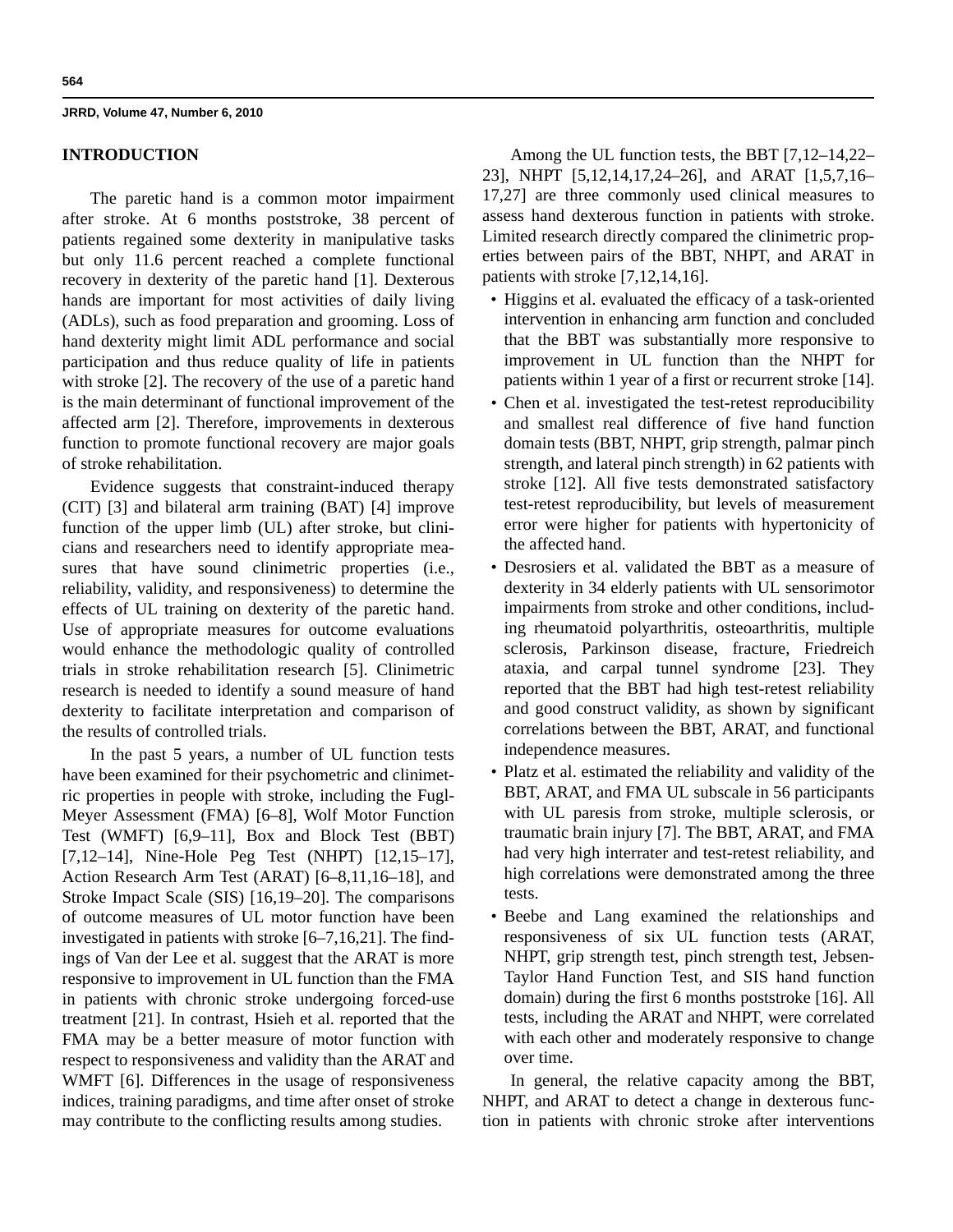## INTRODUCTION

The paretic hand is a common motor impairment after stroke. At 6 months poststroke, 38 percent of patients regained some dexterity in manipulative tasks but only 11.6 percent reached a complete functional recovery in dexterity of the paretic hand [1]. Dexterous hands are important for most activities of daily living (ADLs), such as food preparation and grooming. Loss of hand dexterity might limit ADL performance and social participation and thus reduce quality of life in patients with stroke [2]. The recovery of the use of a paretic hand is the main determinant of functional improvement of the affected arm [2]. Therefore, improvements in dexterous function to promote functional recovery are major goals of stroke rehabilitation.

Evidence suggests that constraint-induced therapy (CIT) [3] and bilateral arm training (BAT) [4] improve function of the upper limb (UL) after stroke, but clinicians and researchers need to identify appropriate measures that have sound clinimetric properties (i.e., reliability, validity, and responsiveness) to determine the effects of UL training on dexterity of the paretic hand. Use of appropriate measures for outcome evaluations would enhance the methodologic quality of controlled trials in stroke rehabilitation research [5]. Clinimetric research is needed to identify a sound measure of hand dexterity to facilitate interpretation and comparison of the results of controlled trials.

In the past 5 years, a number of UL function tests have been examined for their psychometric and clinimetric properties in people with stroke, including the Fugl-Meyer Assessment (FMA) [6–8], Wolf Motor Function Test (WMFT) [6,9–11], Box and Block Test (BBT) [7,12–14], Nine-Hole Peg Test (NHPT) [12,15–17], Action Research Arm Test (ARAT) [6–8,11,16–18], and Stroke Impact Scale (SIS) [16,19–20]. The comparisons of outcome measures of UL motor function have been investigated in patients with stroke [6–7,16,21]. The findings of Van der Lee et al. suggest that the ARAT is more responsive to improvement in UL function than the FMA in patients with chronic stroke undergoing forced-use treatment [21]. In contrast, Hsieh et al. reported that the FMA may be a better measure of motor function with respect to responsiveness and validity than the ARAT and WMFT [6]. Differences in the usage of responsiveness indices, training paradigms, and time after onset of stroke may contribute to the conflicting results among studies.

Among the UL function tests, the BBT [7,12–14,22–23], NHPT [5,12,14,17,24–26], and ARAT [1,5,7,16–17,27] are three commonly used clinical measures to assess hand dexterous function in patients with stroke. Limited research directly compared the clinimetric properties between pairs of the BBT, NHPT, and ARAT in patients with stroke [7,12,14,16].

- Higgins et al. evaluated the efficacy of a task-oriented intervention in enhancing arm function and concluded that the BBT was substantially more responsive to improvement in UL function than the NHPT for patients within 1 year of a first or recurrent stroke [14].
- Chen et al. investigated the test-retest reproducibility and smallest real difference of five hand function domain tests (BBT, NHPT, grip strength, palmar pinch strength, and lateral pinch strength) in 62 patients with stroke [12]. All five tests demonstrated satisfactory test-retest reproducibility, but levels of measurement error were higher for patients with hypertonicity of the affected hand.
- Desrosiers et al. validated the BBT as a measure of dexterity in 34 elderly patients with UL sensorimotor impairments from stroke and other conditions, including rheumatoid polyarthritis, osteoarthritis, multiple sclerosis, Parkinson disease, fracture, Friedreich ataxia, and carpal tunnel syndrome [23]. They reported that the BBT had high test-retest reliability and good construct validity, as shown by significant correlations between the BBT, ARAT, and functional independence measures.
- Platz et al. estimated the reliability and validity of the BBT, ARAT, and FMA UL subscale in 56 participants with UL paresis from stroke, multiple sclerosis, or traumatic brain injury [7]. The BBT, ARAT, and FMA had very high interrater and test-retest reliability, and high correlations were demonstrated among the three tests.
- Beebe and Lang examined the relationships and responsiveness of six UL function tests (ARAT, NHPT, grip strength test, pinch strength test, Jebsen-Taylor Hand Function Test, and SIS hand function domain) during the first 6 months poststroke [16]. All tests, including the ARAT and NHPT, were correlated with each other and moderately responsive to change over time.

In general, the relative capacity among the BBT, NHPT, and ARAT to detect a change in dexterous function in patients with chronic stroke after interventions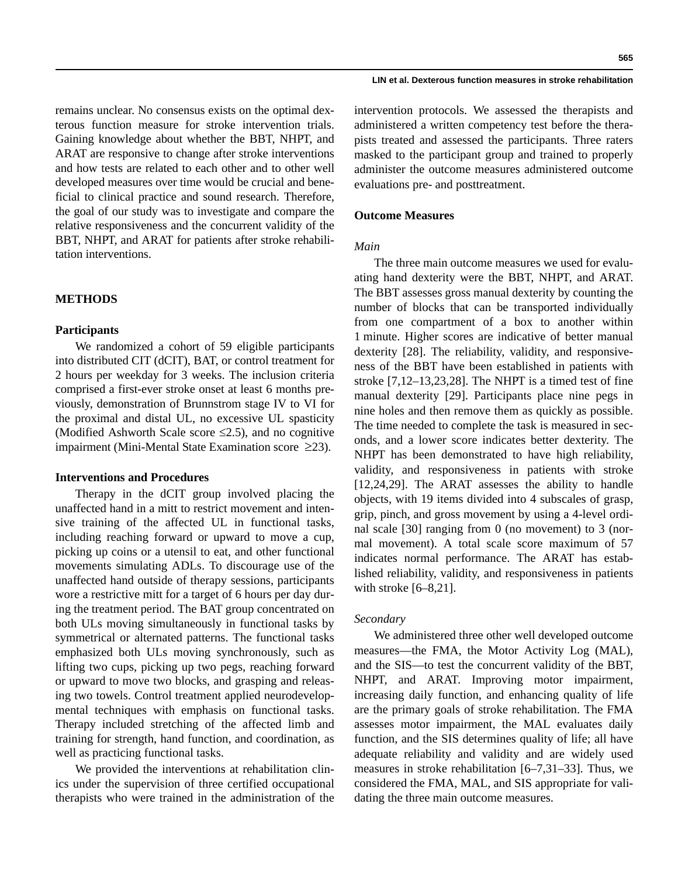remains unclear. No consensus exists on the optimal dexterous function measure for stroke intervention trials. Gaining knowledge about whether the BBT, NHPT, and ARAT are responsive to change after stroke interventions and how tests are related to each other and to other well developed measures over time would be crucial and beneficial to clinical practice and sound research. Therefore, the goal of our study was to investigate and compare the relative responsiveness and the concurrent validity of the BBT, NHPT, and ARAT for patients after stroke rehabilitation interventions.

## METHODS

### Participants

We randomized a cohort of 59 eligible participants into distributed CIT (dCIT), BAT, or control treatment for 2 hours per weekday for 3 weeks. The inclusion criteria comprised a first-ever stroke onset at least 6 months previously, demonstration of Brunnstrom stage IV to VI for the proximal and distal UL, no excessive UL spasticity (Modified Ashworth Scale score $\leq$2.5), and no cognitive impairment (Mini-Mental State Examination score $\geq$23).

### Interventions and Procedures

Therapy in the dCIT group involved placing the unaffected hand in a mitt to restrict movement and intensive training of the affected UL in functional tasks, including reaching forward or upward to move a cup, picking up coins or a utensil to eat, and other functional movements simulating ADLs. To discourage use of the unaffected hand outside of therapy sessions, participants wore a restrictive mitt for a target of 6 hours per day during the treatment period. The BAT group concentrated on both ULs moving simultaneously in functional tasks by symmetrical or alternated patterns. The functional tasks emphasized both ULs moving synchronously, such as lifting two cups, picking up two pegs, reaching forward or upward to move two blocks, and grasping and releasing two towels. Control treatment applied neurodevelopmental techniques with emphasis on functional tasks. Therapy included stretching of the affected limb and training for strength, hand function, and coordination, as well as practicing functional tasks.

We provided the interventions at rehabilitation clinics under the supervision of three certified occupational therapists who were trained in the administration of the intervention protocols. We assessed the therapists and administered a written competency test before the therapists treated and assessed the participants. Three raters masked to the participant group and trained to properly administer the outcome measures administered outcome evaluations pre- and posttreatment.

### Outcome Measures

#### *Main*

The three main outcome measures we used for evaluating hand dexterity were the BBT, NHPT, and ARAT. The BBT assesses gross manual dexterity by counting the number of blocks that can be transported individually from one compartment of a box to another within 1 minute. Higher scores are indicative of better manual dexterity [28]. The reliability, validity, and responsiveness of the BBT have been established in patients with stroke [7,12–13,23,28]. The NHPT is a timed test of fine manual dexterity [29]. Participants place nine pegs in nine holes and then remove them as quickly as possible. The time needed to complete the task is measured in seconds, and a lower score indicates better dexterity. The NHPT has been demonstrated to have high reliability, validity, and responsiveness in patients with stroke [12,24,29]. The ARAT assesses the ability to handle objects, with 19 items divided into 4 subscales of grasp, grip, pinch, and gross movement by using a 4-level ordinal scale [30] ranging from 0 (no movement) to 3 (normal movement). A total scale score maximum of 57 indicates normal performance. The ARAT has established reliability, validity, and responsiveness in patients with stroke [6–8,21].

#### *Secondary*

We administered three other well developed outcome measures—the FMA, the Motor Activity Log (MAL), and the SIS—to test the concurrent validity of the BBT, NHPT, and ARAT. Improving motor impairment, increasing daily function, and enhancing quality of life are the primary goals of stroke rehabilitation. The FMA assesses motor impairment, the MAL evaluates daily function, and the SIS determines quality of life; all have adequate reliability and validity and are widely used measures in stroke rehabilitation [6–7,31–33]. Thus, we considered the FMA, MAL, and SIS appropriate for validating the three main outcome measures.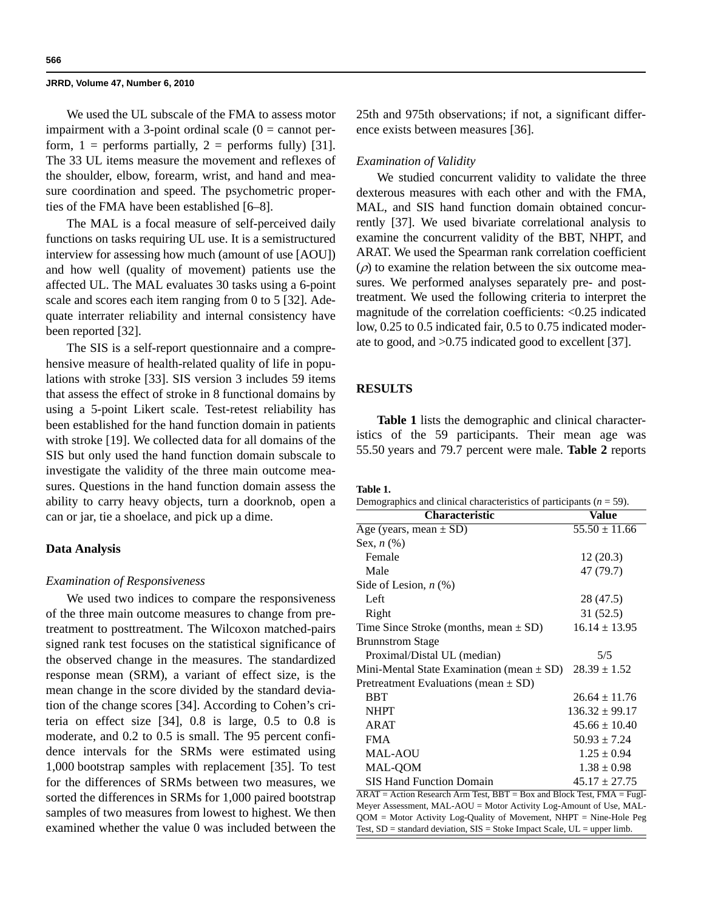We used the UL subscale of the FMA to assess motor impairment with a 3-point ordinal scale (0 = cannot perform, 1 = performs partially, 2 = performs fully) [31]. The 33 UL items measure the movement and reflexes of the shoulder, elbow, forearm, wrist, and hand and measure coordination and speed. The psychometric properties of the FMA have been established [6–8].

The MAL is a focal measure of self-perceived daily functions on tasks requiring UL use. It is a semistructured interview for assessing how much (amount of use [AOU]) and how well (quality of movement) patients use the affected UL. The MAL evaluates 30 tasks using a 6-point scale and scores each item ranging from 0 to 5 [32]. Adequate interrater reliability and internal consistency have been reported [32].

The SIS is a self-report questionnaire and a comprehensive measure of health-related quality of life in populations with stroke [33]. SIS version 3 includes 59 items that assess the effect of stroke in 8 functional domains by using a 5-point Likert scale. Test-retest reliability has been established for the hand function domain in patients with stroke [19]. We collected data for all domains of the SIS but only used the hand function domain subscale to investigate the validity of the three main outcome measures. Questions in the hand function domain assess the ability to carry heavy objects, turn a doorknob, open a can or jar, tie a shoelace, and pick up a dime.

### Data Analysis

#### *Examination of Responsiveness*

We used two indices to compare the responsiveness of the three main outcome measures to change from pretreatment to posttreatment. The Wilcoxon matched-pairs signed rank test focuses on the statistical significance of the observed change in the measures. The standardized response mean (SRM), a variant of effect size, is the mean change in the score divided by the standard deviation of the change scores [34]. According to Cohen's criteria on effect size [34], 0.8 is large, 0.5 to 0.8 is moderate, and 0.2 to 0.5 is small. The 95 percent confidence intervals for the SRMs were estimated using 1,000 bootstrap samples with replacement [35]. To test for the differences of SRMs between two measures, we sorted the differences in SRMs for 1,000 paired bootstrap samples of two measures from lowest to highest. We then examined whether the value 0 was included between the 25th and 975th observations; if not, a significant difference exists between measures [36].

#### *Examination of Validity*

We studied concurrent validity to validate the three dexterous measures with each other and with the FMA, MAL, and SIS hand function domain obtained concurrently [37]. We used bivariate correlational analysis to examine the concurrent validity of the BBT, NHPT, and ARAT. We used the Spearman rank correlation coefficient ($\rho$) to examine the relation between the six outcome measures. We performed analyses separately pre- and posttreatment. We used the following criteria to interpret the magnitude of the correlation coefficients: <0.25 indicated low, 0.25 to 0.5 indicated fair, 0.5 to 0.75 indicated moderate to good, and >0.75 indicated good to excellent [37].

## RESULTS

**Table 1** lists the demographic and clinical characteristics of the 59 participants. Their mean age was 55.50 years and 79.7 percent were male. **Table 2** reports

**Table 1.**
Demographics and clinical characteristics of participants (*n* = 59).

| Characteristic | Value |
|---|---|
| Age (years, mean ± SD) | 55.50 ± 11.66 |
| Sex, *n* (%) | |
| Female | 12 (20.3) |
| Male | 47 (79.7) |
| Side of Lesion, *n* (%) | |
| Left | 28 (47.5) |
| Right | 31 (52.5) |
| Time Since Stroke (months, mean ± SD) | 16.14 ± 13.95 |
| Brunnstrom Stage | |
| Proximal/Distal UL (median) | 5/5 |
| Mini-Mental State Examination (mean ± SD) | 28.39 ± 1.52 |
| Pretreatment Evaluations (mean ± SD) | |
| BBT | 26.64 ± 11.76 |
| NHPT | 136.32 ± 99.17 |
| ARAT | 45.66 ± 10.40 |
| FMA | 50.93 ± 7.24 |
| MAL-AOU | 1.25 ± 0.94 |
| MAL-QOM | 1.38 ± 0.98 |
| SIS Hand Function Domain | 45.17 ± 27.75 |

ARAT = Action Research Arm Test, BBT = Box and Block Test, FMA = Fugl-Meyer Assessment, MAL-AOU = Motor Activity Log-Amount of Use, MAL-QOM = Motor Activity Log-Quality of Movement, NHPT = Nine-Hole Peg Test, SD = standard deviation, SIS = Stoke Impact Scale, UL = upper limb.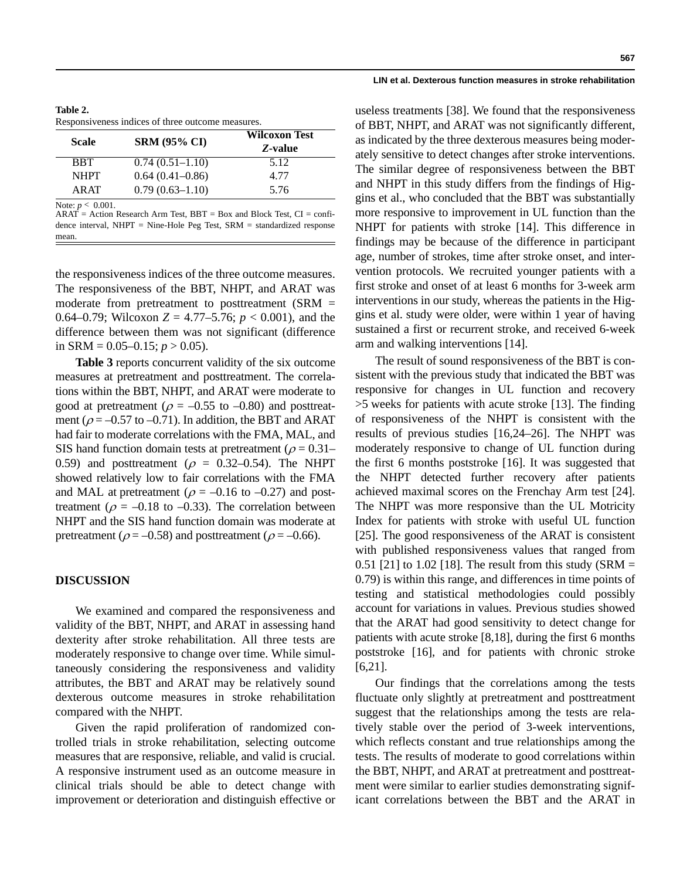**Table 2.**
Responsiveness indices of three outcome measures.

| Scale | SRM (95% CI) | Wilcoxon Test *Z*-value |
|---|---|---|
| BBT | 0.74 (0.51–1.10) | 5.12 |
| NHPT | 0.64 (0.41–0.86) | 4.77 |
| ARAT | 0.79 (0.63–1.10) | 5.76 |

Note: $p < 0.001$.
ARAT = Action Research Arm Test, BBT = Box and Block Test, CI = confidence interval, NHPT = Nine-Hole Peg Test, SRM = standardized response mean.

the responsiveness indices of the three outcome measures. The responsiveness of the BBT, NHPT, and ARAT was moderate from pretreatment to posttreatment (SRM = 0.64–0.79; Wilcoxon $Z$ = 4.77–5.76; $p < 0.001$), and the difference between them was not significant (difference in SRM = 0.05–0.15; $p > 0.05$).

**Table 3** reports concurrent validity of the six outcome measures at pretreatment and posttreatment. The correlations within the BBT, NHPT, and ARAT were moderate to good at pretreatment ($\rho$ = –0.55 to –0.80) and posttreatment ($\rho$ = –0.57 to –0.71). In addition, the BBT and ARAT had fair to moderate correlations with the FMA, MAL, and SIS hand function domain tests at pretreatment ($\rho$ = 0.31–0.59) and posttreatment ($\rho$ = 0.32–0.54). The NHPT showed relatively low to fair correlations with the FMA and MAL at pretreatment ($\rho$ = –0.16 to –0.27) and posttreatment ($\rho$ = –0.18 to –0.33). The correlation between NHPT and the SIS hand function domain was moderate at pretreatment ($\rho$ = –0.58) and posttreatment ($\rho$ = –0.66).

## DISCUSSION

We examined and compared the responsiveness and validity of the BBT, NHPT, and ARAT in assessing hand dexterity after stroke rehabilitation. All three tests are moderately responsive to change over time. While simultaneously considering the responsiveness and validity attributes, the BBT and ARAT may be relatively sound dexterous outcome measures in stroke rehabilitation compared with the NHPT.

Given the rapid proliferation of randomized controlled trials in stroke rehabilitation, selecting outcome measures that are responsive, reliable, and valid is crucial. A responsive instrument used as an outcome measure in clinical trials should be able to detect change with improvement or deterioration and distinguish effective or useless treatments [38]. We found that the responsiveness of BBT, NHPT, and ARAT was not significantly different, as indicated by the three dexterous measures being moderately sensitive to detect changes after stroke interventions. The similar degree of responsiveness between the BBT and NHPT in this study differs from the findings of Higgins et al., who concluded that the BBT was substantially more responsive to improvement in UL function than the NHPT for patients with stroke [14]. This difference in findings may be because of the difference in participant age, number of strokes, time after stroke onset, and intervention protocols. We recruited younger patients with a first stroke and onset of at least 6 months for 3-week arm interventions in our study, whereas the patients in the Higgins et al. study were older, were within 1 year of having sustained a first or recurrent stroke, and received 6-week arm and walking interventions [14].

The result of sound responsiveness of the BBT is consistent with the previous study that indicated the BBT was responsive for changes in UL function and recovery >5 weeks for patients with acute stroke [13]. The finding of responsiveness of the NHPT is consistent with the results of previous studies [16,24–26]. The NHPT was moderately responsive to change of UL function during the first 6 months poststroke [16]. It was suggested that the NHPT detected further recovery after patients achieved maximal scores on the Frenchay Arm test [24]. The NHPT was more responsive than the UL Motricity Index for patients with stroke with useful UL function [25]. The good responsiveness of the ARAT is consistent with published responsiveness values that ranged from 0.51 [21] to 1.02 [18]. The result from this study (SRM = 0.79) is within this range, and differences in time points of testing and statistical methodologies could possibly account for variations in values. Previous studies showed that the ARAT had good sensitivity to detect change for patients with acute stroke [8,18], during the first 6 months poststroke [16], and for patients with chronic stroke [6,21].

Our findings that the correlations among the tests fluctuate only slightly at pretreatment and posttreatment suggest that the relationships among the tests are relatively stable over the period of 3-week interventions, which reflects constant and true relationships among the tests. The results of moderate to good correlations within the BBT, NHPT, and ARAT at pretreatment and posttreatment were similar to earlier studies demonstrating significant correlations between the BBT and the ARAT in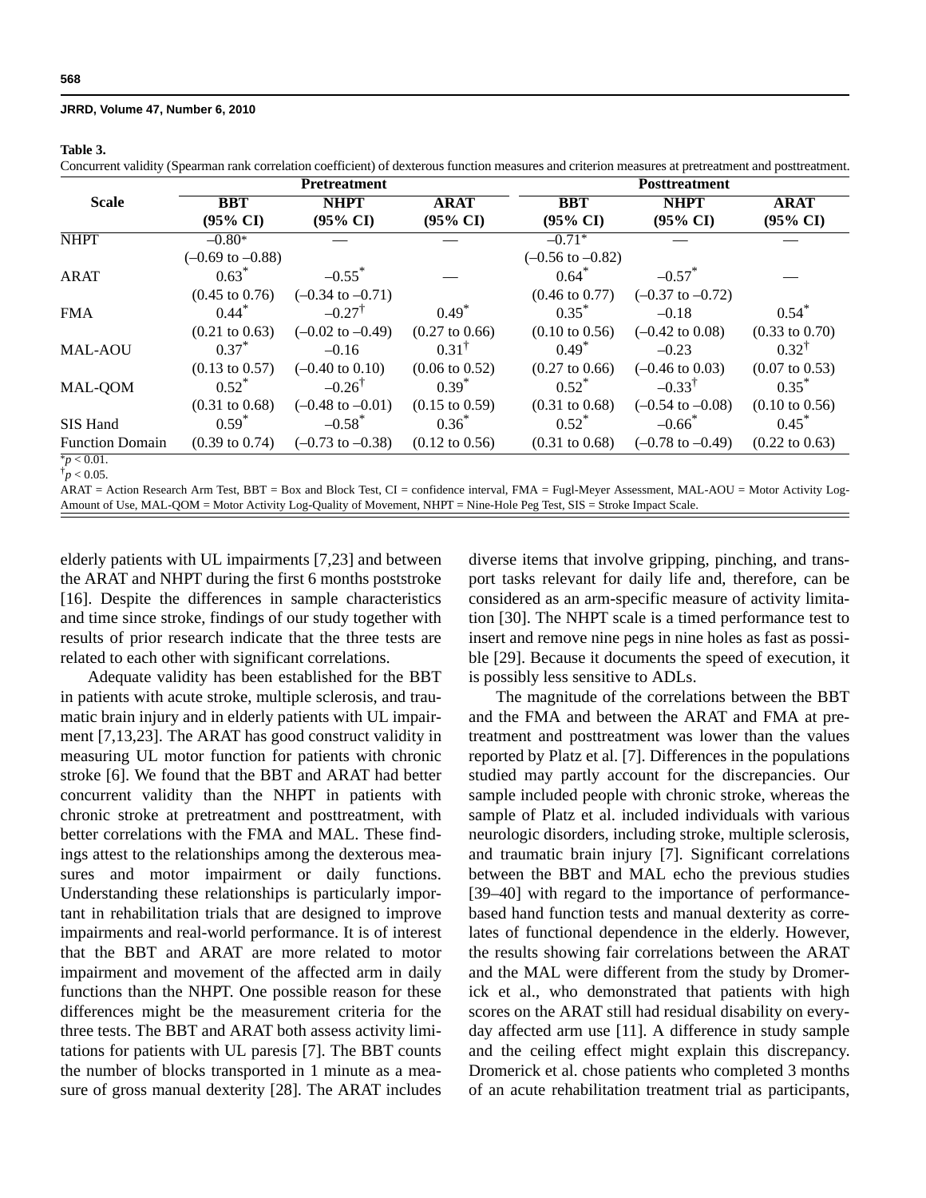**Table 3.**
Concurrent validity (Spearman rank correlation coefficient) of dexterous function measures and criterion measures at pretreatment and posttreatment.

| Scale | Pretreatment | | | Posttreatment | | |
|---|---|---|---|---|---|---|
| | BBT (95% CI) | NHPT (95% CI) | ARAT (95% CI) | BBT (95% CI) | NHPT (95% CI) | ARAT (95% CI) |
| NHPT | –0.80* (–0.69 to –0.88) | — | — | –0.71* (–0.56 to –0.82) | — | — |
| ARAT | 0.63* (0.45 to 0.76) | –0.55* (–0.34 to –0.71) | — | 0.64* (0.46 to 0.77) | –0.57* (–0.37 to –0.72) | — |
| FMA | 0.44* (0.21 to 0.63) | –0.27† (–0.02 to –0.49) | 0.49* (0.27 to 0.66) | 0.35* (0.10 to 0.56) | –0.18 (–0.42 to 0.08) | 0.54* (0.33 to 0.70) |
| MAL-AOU | 0.37* (0.13 to 0.57) | –0.16 (–0.40 to 0.10) | 0.31† (0.06 to 0.52) | 0.49* (0.27 to 0.66) | –0.23 (–0.46 to 0.03) | 0.32† (0.07 to 0.53) |
| MAL-QOM | 0.52* (0.31 to 0.68) | –0.26† (–0.48 to –0.01) | 0.39* (0.15 to 0.59) | 0.52* (0.31 to 0.68) | –0.33† (–0.54 to –0.08) | 0.35* (0.10 to 0.56) |
| SIS Hand Function Domain | 0.59* (0.39 to 0.74) | –0.58* (–0.73 to –0.38) | 0.36* (0.12 to 0.56) | 0.52* (0.31 to 0.68) | –0.66* (–0.78 to –0.49) | 0.45* (0.22 to 0.63) |

*$p < 0.01$.
†$p < 0.05$.
ARAT = Action Research Arm Test, BBT = Box and Block Test, CI = confidence interval, FMA = Fugl-Meyer Assessment, MAL-AOU = Motor Activity Log-Amount of Use, MAL-QOM = Motor Activity Log-Quality of Movement, NHPT = Nine-Hole Peg Test, SIS = Stroke Impact Scale.

elderly patients with UL impairments [7,23] and between the ARAT and NHPT during the first 6 months poststroke [16]. Despite the differences in sample characteristics and time since stroke, findings of our study together with results of prior research indicate that the three tests are related to each other with significant correlations.

Adequate validity has been established for the BBT in patients with acute stroke, multiple sclerosis, and traumatic brain injury and in elderly patients with UL impairment [7,13,23]. The ARAT has good construct validity in measuring UL motor function for patients with chronic stroke [6]. We found that the BBT and ARAT had better concurrent validity than the NHPT in patients with chronic stroke at pretreatment and posttreatment, with better correlations with the FMA and MAL. These findings attest to the relationships among the dexterous measures and motor impairment or daily functions. Understanding these relationships is particularly important in rehabilitation trials that are designed to improve impairments and real-world performance. It is of interest that the BBT and ARAT are more related to motor impairment and movement of the affected arm in daily functions than the NHPT. One possible reason for these differences might be the measurement criteria for the three tests. The BBT and ARAT both assess activity limitations for patients with UL paresis [7]. The BBT counts the number of blocks transported in 1 minute as a measure of gross manual dexterity [28]. The ARAT includes diverse items that involve gripping, pinching, and transport tasks relevant for daily life and, therefore, can be considered as an arm-specific measure of activity limitation [30]. The NHPT scale is a timed performance test to insert and remove nine pegs in nine holes as fast as possible [29]. Because it documents the speed of execution, it is possibly less sensitive to ADLs.

The magnitude of the correlations between the BBT and the FMA and between the ARAT and FMA at pretreatment and posttreatment was lower than the values reported by Platz et al. [7]. Differences in the populations studied may partly account for the discrepancies. Our sample included people with chronic stroke, whereas the sample of Platz et al. included individuals with various neurologic disorders, including stroke, multiple sclerosis, and traumatic brain injury [7]. Significant correlations between the BBT and MAL echo the previous studies [39–40] with regard to the importance of performance-based hand function tests and manual dexterity as correlates of functional dependence in the elderly. However, the results showing fair correlations between the ARAT and the MAL were different from the study by Dromerick et al., who demonstrated that patients with high scores on the ARAT still had residual disability on everyday affected arm use [11]. A difference in study sample and the ceiling effect might explain this discrepancy. Dromerick et al. chose patients who completed 3 months of an acute rehabilitation treatment trial as participants,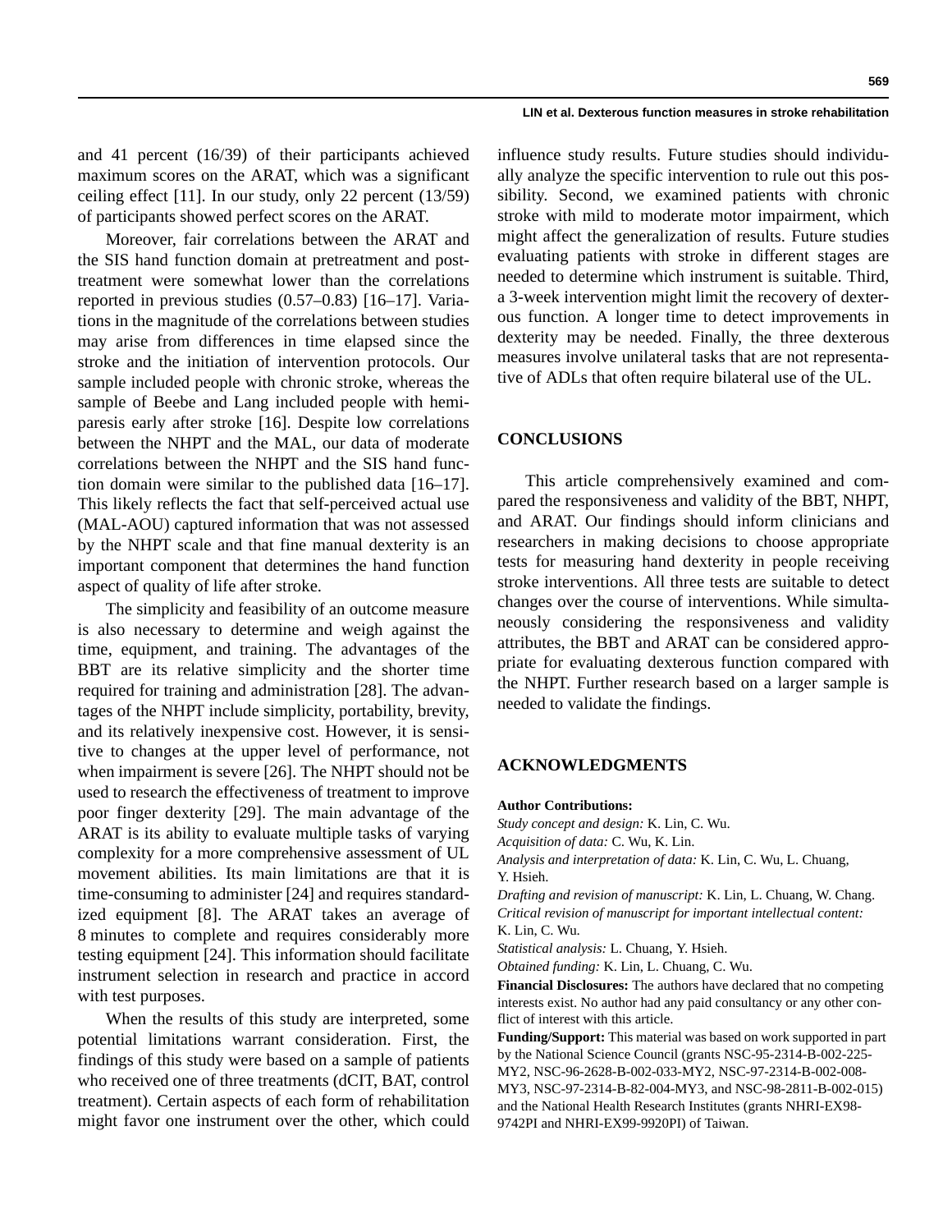and 41 percent (16/39) of their participants achieved maximum scores on the ARAT, which was a significant ceiling effect [11]. In our study, only 22 percent (13/59) of participants showed perfect scores on the ARAT.

Moreover, fair correlations between the ARAT and the SIS hand function domain at pretreatment and posttreatment were somewhat lower than the correlations reported in previous studies (0.57–0.83) [16–17]. Variations in the magnitude of the correlations between studies may arise from differences in time elapsed since the stroke and the initiation of intervention protocols. Our sample included people with chronic stroke, whereas the sample of Beebe and Lang included people with hemiparesis early after stroke [16]. Despite low correlations between the NHPT and the MAL, our data of moderate correlations between the NHPT and the SIS hand function domain were similar to the published data [16–17]. This likely reflects the fact that self-perceived actual use (MAL-AOU) captured information that was not assessed by the NHPT scale and that fine manual dexterity is an important component that determines the hand function aspect of quality of life after stroke.

The simplicity and feasibility of an outcome measure is also necessary to determine and weigh against the time, equipment, and training. The advantages of the BBT are its relative simplicity and the shorter time required for training and administration [28]. The advantages of the NHPT include simplicity, portability, brevity, and its relatively inexpensive cost. However, it is sensitive to changes at the upper level of performance, not when impairment is severe [26]. The NHPT should not be used to research the effectiveness of treatment to improve poor finger dexterity [29]. The main advantage of the ARAT is its ability to evaluate multiple tasks of varying complexity for a more comprehensive assessment of UL movement abilities. Its main limitations are that it is time-consuming to administer [24] and requires standardized equipment [8]. The ARAT takes an average of 8 minutes to complete and requires considerably more testing equipment [24]. This information should facilitate instrument selection in research and practice in accord with test purposes.

When the results of this study are interpreted, some potential limitations warrant consideration. First, the findings of this study were based on a sample of patients who received one of three treatments (dCIT, BAT, control treatment). Certain aspects of each form of rehabilitation might favor one instrument over the other, which could influence study results. Future studies should individually analyze the specific intervention to rule out this possibility. Second, we examined patients with chronic stroke with mild to moderate motor impairment, which might affect the generalization of results. Future studies evaluating patients with stroke in different stages are needed to determine which instrument is suitable. Third, a 3-week intervention might limit the recovery of dexterous function. A longer time to detect improvements in dexterity may be needed. Finally, the three dexterous measures involve unilateral tasks that are not representative of ADLs that often require bilateral use of the UL.

## CONCLUSIONS

This article comprehensively examined and compared the responsiveness and validity of the BBT, NHPT, and ARAT. Our findings should inform clinicians and researchers in making decisions to choose appropriate tests for measuring hand dexterity in people receiving stroke interventions. All three tests are suitable to detect changes over the course of interventions. While simultaneously considering the responsiveness and validity attributes, the BBT and ARAT can be considered appropriate for evaluating dexterous function compared with the NHPT. Further research based on a larger sample is needed to validate the findings.

## ACKNOWLEDGMENTS

**Author Contributions:**

*Study concept and design:* K. Lin, C. Wu.
*Acquisition of data:* C. Wu, K. Lin.
*Analysis and interpretation of data:* K. Lin, C. Wu, L. Chuang, Y. Hsieh.
*Drafting and revision of manuscript:* K. Lin, L. Chuang, W. Chang.
*Critical revision of manuscript for important intellectual content:* K. Lin, C. Wu.
*Statistical analysis:* L. Chuang, Y. Hsieh.
*Obtained funding:* K. Lin, L. Chuang, C. Wu.

**Financial Disclosures:** The authors have declared that no competing interests exist. No author had any paid consultancy or any other conflict of interest with this article.

**Funding/Support:** This material was based on work supported in part by the National Science Council (grants NSC-95-2314-B-002-225-MY2, NSC-96-2628-B-002-033-MY2, NSC-97-2314-B-002-008-MY3, NSC-97-2314-B-82-004-MY3, and NSC-98-2811-B-002-015) and the National Health Research Institutes (grants NHRI-EX98-9742PI and NHRI-EX99-9920PI) of Taiwan.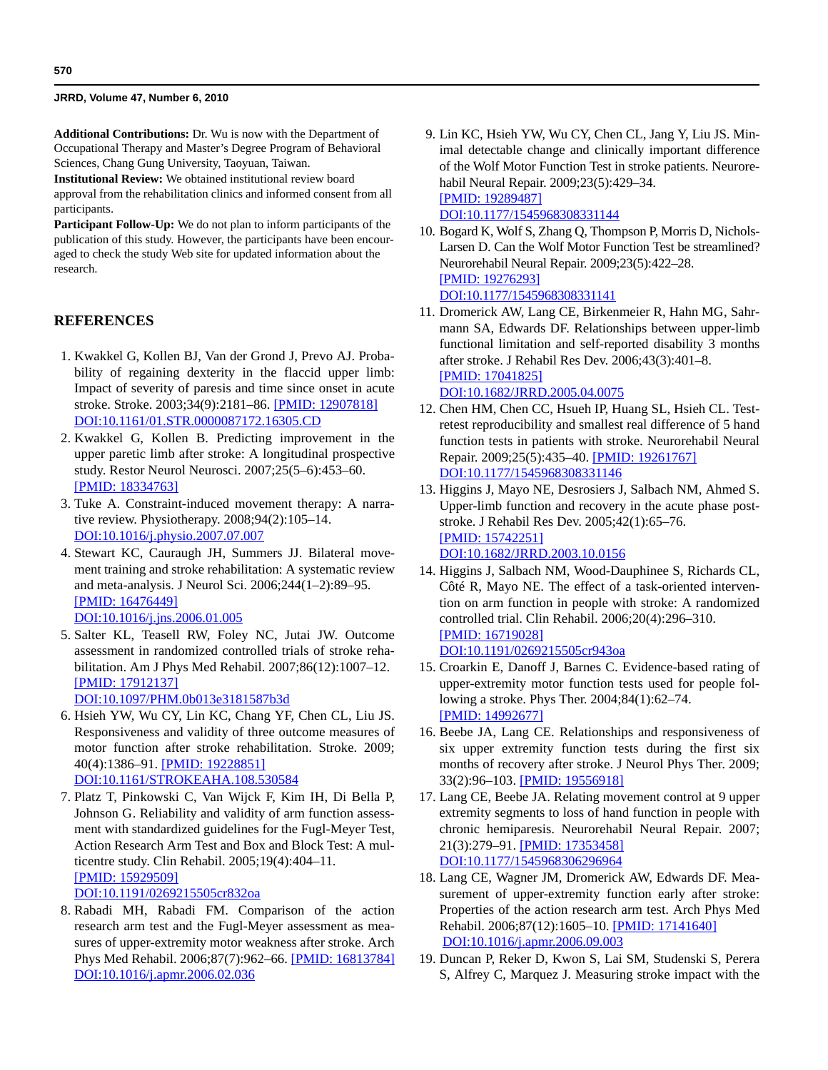**Additional Contributions:** Dr. Wu is now with the Department of Occupational Therapy and Master's Degree Program of Behavioral Sciences, Chang Gung University, Taoyuan, Taiwan.

**Institutional Review:** We obtained institutional review board approval from the rehabilitation clinics and informed consent from all participants.

**Participant Follow-Up:** We do not plan to inform participants of the publication of this study. However, the participants have been encouraged to check the study Web site for updated information about the research.

## REFERENCES

1. Kwakkel G, Kollen BJ, Van der Grond J, Prevo AJ. Probability of regaining dexterity in the flaccid upper limb: Impact of severity of paresis and time since onset in acute stroke. Stroke. 2003;34(9):2181–86. [PMID: 12907818] DOI:10.1161/01.STR.0000087172.16305.CD
2. Kwakkel G, Kollen B. Predicting improvement in the upper paretic limb after stroke: A longitudinal prospective study. Restor Neurol Neurosci. 2007;25(5–6):453–60. [PMID: 18334763]
3. Tuke A. Constraint-induced movement therapy: A narrative review. Physiotherapy. 2008;94(2):105–14. DOI:10.1016/j.physio.2007.07.007
4. Stewart KC, Cauraugh JH, Summers JJ. Bilateral movement training and stroke rehabilitation: A systematic review and meta-analysis. J Neurol Sci. 2006;244(1–2):89–95. [PMID: 16476449] DOI:10.1016/j.jns.2006.01.005
5. Salter KL, Teasell RW, Foley NC, Jutai JW. Outcome assessment in randomized controlled trials of stroke rehabilitation. Am J Phys Med Rehabil. 2007;86(12):1007–12. [PMID: 17912137] DOI:10.1097/PHM.0b013e3181587b3d
6. Hsieh YW, Wu CY, Lin KC, Chang YF, Chen CL, Liu JS. Responsiveness and validity of three outcome measures of motor function after stroke rehabilitation. Stroke. 2009; 40(4):1386–91. [PMID: 19228851] DOI:10.1161/STROKEAHA.108.530584
7. Platz T, Pinkowski C, Van Wijck F, Kim IH, Di Bella P, Johnson G. Reliability and validity of arm function assessment with standardized guidelines for the Fugl-Meyer Test, Action Research Arm Test and Box and Block Test: A multicentre study. Clin Rehabil. 2005;19(4):404–11. [PMID: 15929509] DOI:10.1191/0269215505cr832oa
8. Rabadi MH, Rabadi FM. Comparison of the action research arm test and the Fugl-Meyer assessment as measures of upper-extremity motor weakness after stroke. Arch Phys Med Rehabil. 2006;87(7):962–66. [PMID: 16813784] DOI:10.1016/j.apmr.2006.02.036
9. Lin KC, Hsieh YW, Wu CY, Chen CL, Jang Y, Liu JS. Minimal detectable change and clinically important difference of the Wolf Motor Function Test in stroke patients. Neurorehabil Neural Repair. 2009;23(5):429–34. [PMID: 19289487] DOI:10.1177/1545968308331144
10. Bogard K, Wolf S, Zhang Q, Thompson P, Morris D, Nichols-Larsen D. Can the Wolf Motor Function Test be streamlined? Neurorehabil Neural Repair. 2009;23(5):422–28. [PMID: 19276293] DOI:10.1177/1545968308331141
11. Dromerick AW, Lang CE, Birkenmeier R, Hahn MG, Sahrmann SA, Edwards DF. Relationships between upper-limb functional limitation and self-reported disability 3 months after stroke. J Rehabil Res Dev. 2006;43(3):401–8. [PMID: 17041825] DOI:10.1682/JRRD.2005.04.0075
12. Chen HM, Chen CC, Hsueh IP, Huang SL, Hsieh CL. Test-retest reproducibility and smallest real difference of 5 hand function tests in patients with stroke. Neurorehabil Neural Repair. 2009;25(5):435–40. [PMID: 19261767] DOI:10.1177/1545968308331146
13. Higgins J, Mayo NE, Desrosiers J, Salbach NM, Ahmed S. Upper-limb function and recovery in the acute phase post-stroke. J Rehabil Res Dev. 2005;42(1):65–76. [PMID: 15742251] DOI:10.1682/JRRD.2003.10.0156
14. Higgins J, Salbach NM, Wood-Dauphinee S, Richards CL, Côté R, Mayo NE. The effect of a task-oriented intervention on arm function in people with stroke: A randomized controlled trial. Clin Rehabil. 2006;20(4):296–310. [PMID: 16719028] DOI:10.1191/0269215505cr943oa
15. Croarkin E, Danoff J, Barnes C. Evidence-based rating of upper-extremity motor function tests used for people following a stroke. Phys Ther. 2004;84(1):62–74. [PMID: 14992677]
16. Beebe JA, Lang CE. Relationships and responsiveness of six upper extremity function tests during the first six months of recovery after stroke. J Neurol Phys Ther. 2009; 33(2):96–103. [PMID: 19556918]
17. Lang CE, Beebe JA. Relating movement control at 9 upper extremity segments to loss of hand function in people with chronic hemiparesis. Neurorehabil Neural Repair. 2007; 21(3):279–91. [PMID: 17353458] DOI:10.1177/1545968306296964
18. Lang CE, Wagner JM, Dromerick AW, Edwards DF. Measurement of upper-extremity function early after stroke: Properties of the action research arm test. Arch Phys Med Rehabil. 2006;87(12):1605–10. [PMID: 17141640] DOI:10.1016/j.apmr.2006.09.003
19. Duncan P, Reker D, Kwon S, Lai SM, Studenski S, Perera S, Alfrey C, Marquez J. Measuring stroke impact with the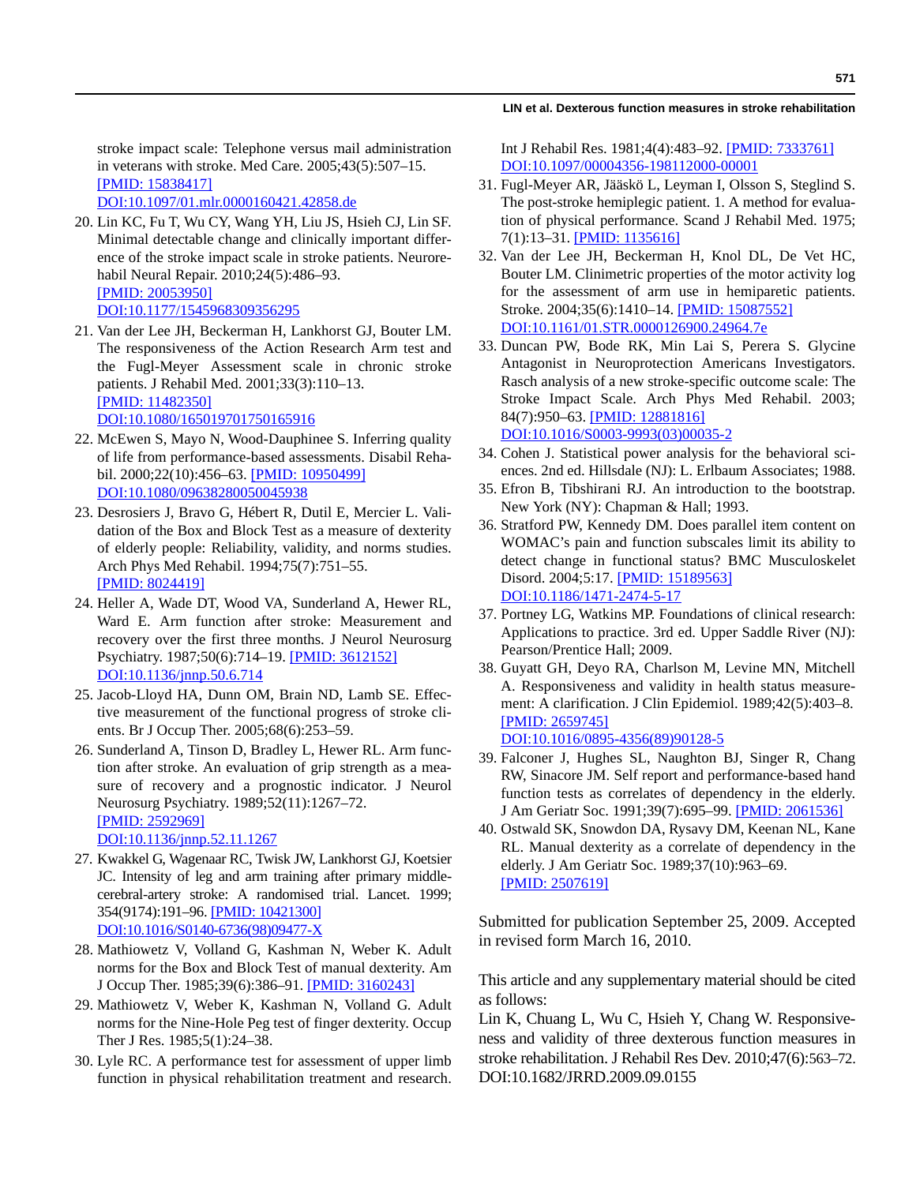stroke impact scale: Telephone versus mail administration in veterans with stroke. Med Care. 2005;43(5):507–15. [PMID: 15838417] DOI:10.1097/01.mlr.0000160421.42858.de

20. Lin KC, Fu T, Wu CY, Wang YH, Liu JS, Hsieh CJ, Lin SF. Minimal detectable change and clinically important difference of the stroke impact scale in stroke patients. Neurorehabil Neural Repair. 2010;24(5):486–93. [PMID: 20053950] DOI:10.1177/1545968309356295
21. Van der Lee JH, Beckerman H, Lankhorst GJ, Bouter LM. The responsiveness of the Action Research Arm test and the Fugl-Meyer Assessment scale in chronic stroke patients. J Rehabil Med. 2001;33(3):110–13. [PMID: 11482350] DOI:10.1080/165019701750165916
22. McEwen S, Mayo N, Wood-Dauphinee S. Inferring quality of life from performance-based assessments. Disabil Rehabil. 2000;22(10):456–63. [PMID: 10950499] DOI:10.1080/09638280050045938
23. Desrosiers J, Bravo G, Hébert R, Dutil E, Mercier L. Validation of the Box and Block Test as a measure of dexterity of elderly people: Reliability, validity, and norms studies. Arch Phys Med Rehabil. 1994;75(7):751–55. [PMID: 8024419]
24. Heller A, Wade DT, Wood VA, Sunderland A, Hewer RL, Ward E. Arm function after stroke: Measurement and recovery over the first three months. J Neurol Neurosurg Psychiatry. 1987;50(6):714–19. [PMID: 3612152] DOI:10.1136/jnnp.50.6.714
25. Jacob-Lloyd HA, Dunn OM, Brain ND, Lamb SE. Effective measurement of the functional progress of stroke clients. Br J Occup Ther. 2005;68(6):253–59.
26. Sunderland A, Tinson D, Bradley L, Hewer RL. Arm function after stroke. An evaluation of grip strength as a measure of recovery and a prognostic indicator. J Neurol Neurosurg Psychiatry. 1989;52(11):1267–72. [PMID: 2592969] DOI:10.1136/jnnp.52.11.1267
27. Kwakkel G, Wagenaar RC, Twisk JW, Lankhorst GJ, Koetsier JC. Intensity of leg and arm training after primary middle-cerebral-artery stroke: A randomised trial. Lancet. 1999; 354(9174):191–96. [PMID: 10421300] DOI:10.1016/S0140-6736(98)09477-X
28. Mathiowetz V, Volland G, Kashman N, Weber K. Adult norms for the Box and Block Test of manual dexterity. Am J Occup Ther. 1985;39(6):386–91. [PMID: 3160243]
29. Mathiowetz V, Weber K, Kashman N, Volland G. Adult norms for the Nine-Hole Peg test of finger dexterity. Occup Ther J Res. 1985;5(1):24–38.
30. Lyle RC. A performance test for assessment of upper limb function in physical rehabilitation treatment and research. Int J Rehabil Res. 1981;4(4):483–92. [PMID: 7333761] DOI:10.1097/00004356-198112000-00001
31. Fugl-Meyer AR, Jääskö L, Leyman I, Olsson S, Steglind S. The post-stroke hemiplegic patient. 1. A method for evaluation of physical performance. Scand J Rehabil Med. 1975; 7(1):13–31. [PMID: 1135616]
32. Van der Lee JH, Beckerman H, Knol DL, De Vet HC, Bouter LM. Clinimetric properties of the motor activity log for the assessment of arm use in hemiparetic patients. Stroke. 2004;35(6):1410–14. [PMID: 15087552] DOI:10.1161/01.STR.0000126900.24964.7e
33. Duncan PW, Bode RK, Min Lai S, Perera S. Glycine Antagonist in Neuroprotection Americans Investigators. Rasch analysis of a new stroke-specific outcome scale: The Stroke Impact Scale. Arch Phys Med Rehabil. 2003; 84(7):950–63. [PMID: 12881816] DOI:10.1016/S0003-9993(03)00035-2
34. Cohen J. Statistical power analysis for the behavioral sciences. 2nd ed. Hillsdale (NJ): L. Erlbaum Associates; 1988.
35. Efron B, Tibshirani RJ. An introduction to the bootstrap. New York (NY): Chapman & Hall; 1993.
36. Stratford PW, Kennedy DM. Does parallel item content on WOMAC's pain and function subscales limit its ability to detect change in functional status? BMC Musculoskelet Disord. 2004;5:17. [PMID: 15189563] DOI:10.1186/1471-2474-5-17
37. Portney LG, Watkins MP. Foundations of clinical research: Applications to practice. 3rd ed. Upper Saddle River (NJ): Pearson/Prentice Hall; 2009.
38. Guyatt GH, Deyo RA, Charlson M, Levine MN, Mitchell A. Responsiveness and validity in health status measurement: A clarification. J Clin Epidemiol. 1989;42(5):403–8. [PMID: 2659745] DOI:10.1016/0895-4356(89)90128-5
39. Falconer J, Hughes SL, Naughton BJ, Singer R, Chang RW, Sinacore JM. Self report and performance-based hand function tests as correlates of dependency in the elderly. J Am Geriatr Soc. 1991;39(7):695–99. [PMID: 2061536]
40. Ostwald SK, Snowdon DA, Rysavy DM, Keenan NL, Kane RL. Manual dexterity as a correlate of dependency in the elderly. J Am Geriatr Soc. 1989;37(10):963–69. [PMID: 2507619]

Submitted for publication September 25, 2009. Accepted in revised form March 16, 2010.

This article and any supplementary material should be cited as follows:
Lin K, Chuang L, Wu C, Hsieh Y, Chang W. Responsiveness and validity of three dexterous function measures in stroke rehabilitation. J Rehabil Res Dev. 2010;47(6):563–72. DOI:10.1682/JRRD.2009.09.0155